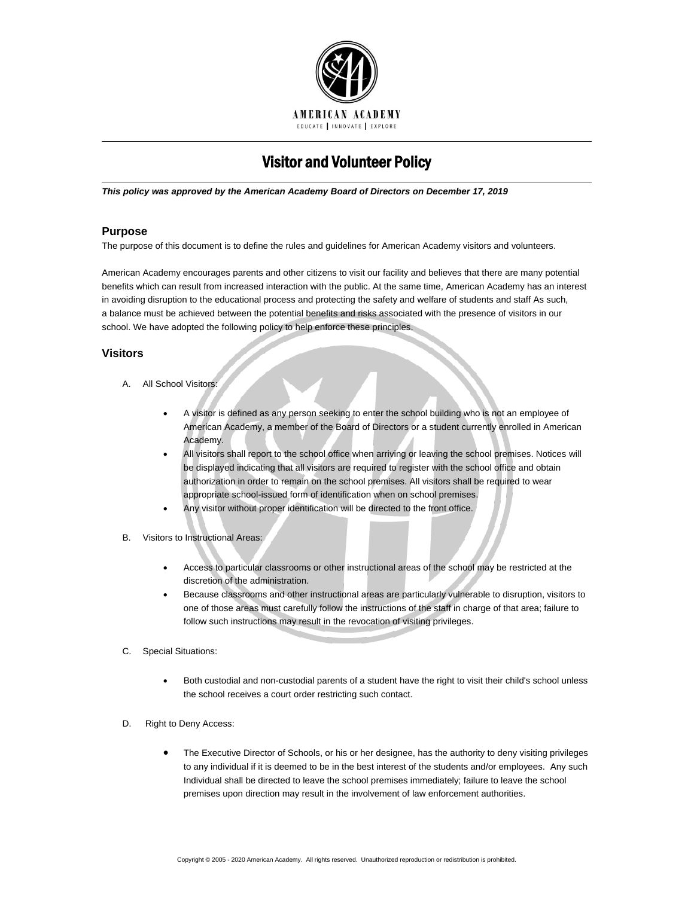AMERICAN ACADEMY

EDUCATE | INNOVATE | EXPLORE

# Visitor and Volunteer Policy

***This policy was approved by the American Academy Board of Directors on December 17, 2019***

## Purpose

The purpose of this document is to define the rules and guidelines for American Academy visitors and volunteers.

American Academy encourages parents and other citizens to visit our facility and believes that there are many potential benefits which can result from increased interaction with the public. At the same time, American Academy has an interest in avoiding disruption to the educational process and protecting the safety and welfare of students and staff As such, a balance must be achieved between the potential benefits and risks associated with the presence of visitors in our school. We have adopted the following policy to help enforce these principles.

## Visitors

A. All School Visitors:

- A visitor is defined as any person seeking to enter the school building who is not an employee of American Academy, a member of the Board of Directors or a student currently enrolled in American Academy.
- All visitors shall report to the school office when arriving or leaving the school premises. Notices will be displayed indicating that all visitors are required to register with the school office and obtain authorization in order to remain on the school premises. All visitors shall be required to wear appropriate school-issued form of identification when on school premises.
- Any visitor without proper identification will be directed to the front office.

B. Visitors to Instructional Areas:

- Access to particular classrooms or other instructional areas of the school may be restricted at the discretion of the administration.
- Because classrooms and other instructional areas are particularly vulnerable to disruption, visitors to one of those areas must carefully follow the instructions of the staff in charge of that area; failure to follow such instructions may result in the revocation of visiting privileges.

C. Special Situations:

- Both custodial and non-custodial parents of a student have the right to visit their child's school unless the school receives a court order restricting such contact.

D. Right to Deny Access:

- The Executive Director of Schools, or his or her designee, has the authority to deny visiting privileges to any individual if it is deemed to be in the best interest of the students and/or employees. Any such Individual shall be directed to leave the school premises immediately; failure to leave the school premises upon direction may result in the involvement of law enforcement authorities.

Copyright © 2005 - 2020 American Academy. All rights reserved. Unauthorized reproduction or redistribution is prohibited.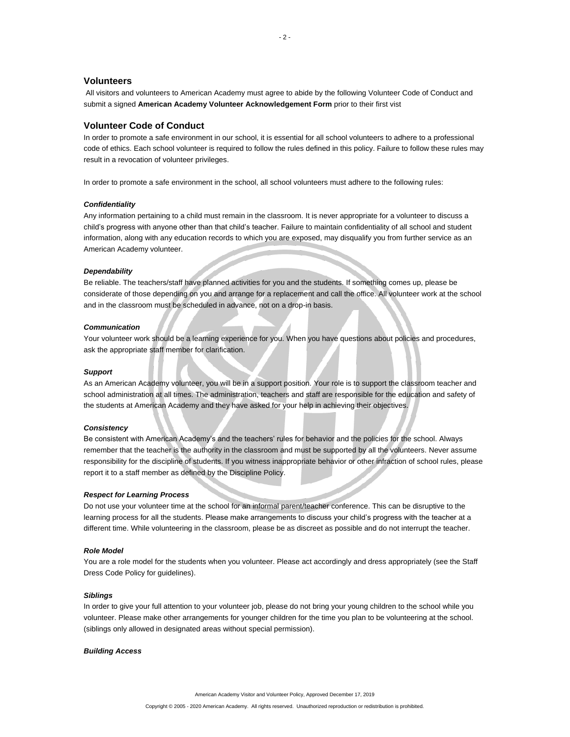## Volunteers

All visitors and volunteers to American Academy must agree to abide by the following Volunteer Code of Conduct and submit a signed **American Academy Volunteer Acknowledgement Form** prior to their first vist

## Volunteer Code of Conduct

In order to promote a safe environment in our school, it is essential for all school volunteers to adhere to a professional code of ethics. Each school volunteer is required to follow the rules defined in this policy. Failure to follow these rules may result in a revocation of volunteer privileges.

In order to promote a safe environment in the school, all school volunteers must adhere to the following rules:

***Confidentiality***

Any information pertaining to a child must remain in the classroom. It is never appropriate for a volunteer to discuss a child's progress with anyone other than that child's teacher. Failure to maintain confidentiality of all school and student information, along with any education records to which you are exposed, may disqualify you from further service as an American Academy volunteer.

***Dependability***

Be reliable. The teachers/staff have planned activities for you and the students. If something comes up, please be considerate of those depending on you and arrange for a replacement and call the office. All volunteer work at the school and in the classroom must be scheduled in advance, not on a drop-in basis.

***Communication***

Your volunteer work should be a learning experience for you. When you have questions about policies and procedures, ask the appropriate staff member for clarification.

***Support***

As an American Academy volunteer, you will be in a support position. Your role is to support the classroom teacher and school administration at all times. The administration, teachers and staff are responsible for the education and safety of the students at American Academy and they have asked for your help in achieving their objectives.

***Consistency***

Be consistent with American Academy's and the teachers' rules for behavior and the policies for the school. Always remember that the teacher is the authority in the classroom and must be supported by all the volunteers. Never assume responsibility for the discipline of students. If you witness inappropriate behavior or other infraction of school rules, please report it to a staff member as defined by the Discipline Policy.

***Respect for Learning Process***

Do not use your volunteer time at the school for an informal parent/teacher conference. This can be disruptive to the learning process for all the students. Please make arrangements to discuss your child's progress with the teacher at a different time. While volunteering in the classroom, please be as discreet as possible and do not interrupt the teacher.

***Role Model***

You are a role model for the students when you volunteer. Please act accordingly and dress appropriately (see the Staff Dress Code Policy for guidelines).

***Siblings***

In order to give your full attention to your volunteer job, please do not bring your young children to the school while you volunteer. Please make other arrangements for younger children for the time you plan to be volunteering at the school. (siblings only allowed in designated areas without special permission).

***Building Access***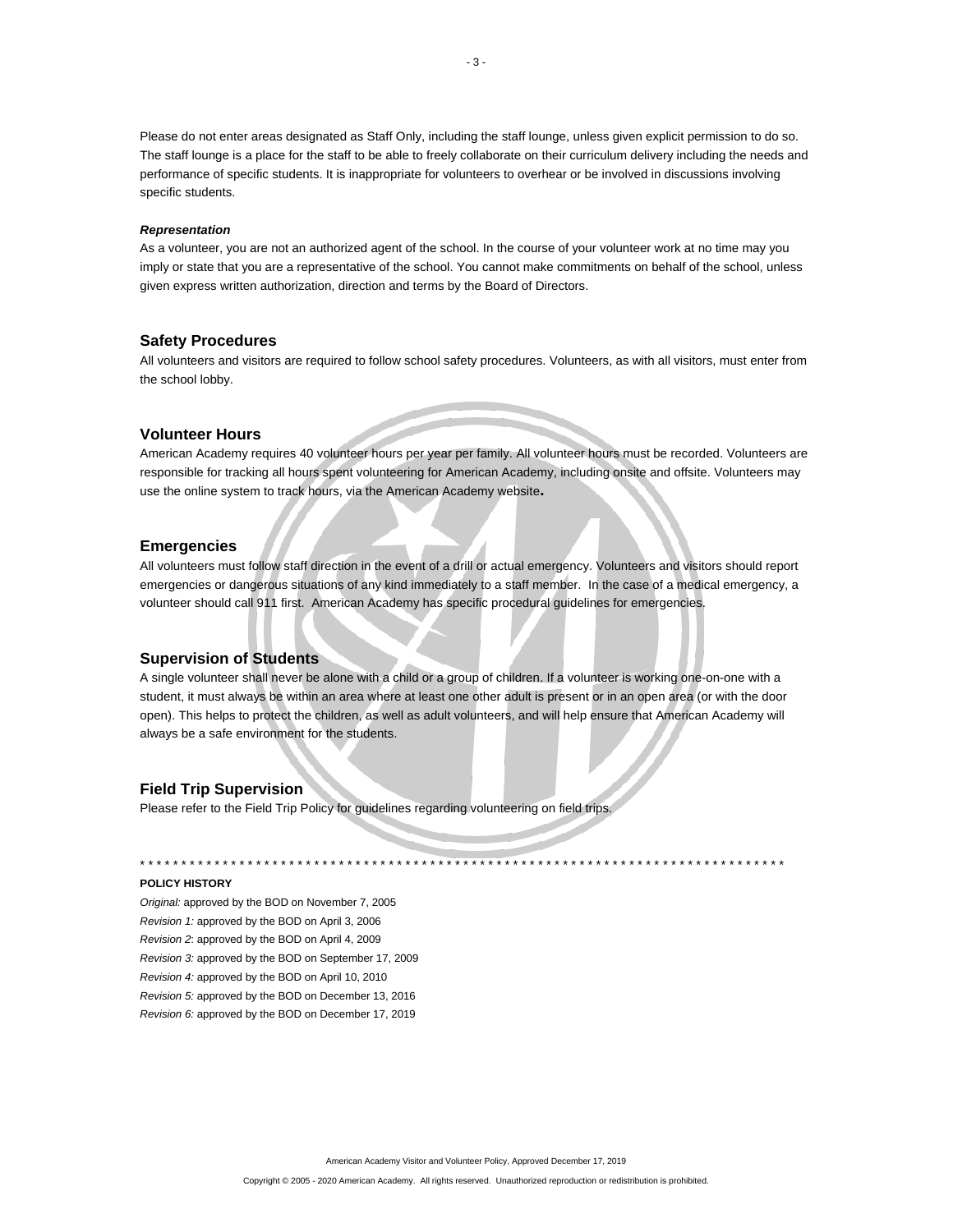Please do not enter areas designated as Staff Only, including the staff lounge, unless given explicit permission to do so. The staff lounge is a place for the staff to be able to freely collaborate on their curriculum delivery including the needs and performance of specific students. It is inappropriate for volunteers to overhear or be involved in discussions involving specific students.

***Representation***

As a volunteer, you are not an authorized agent of the school. In the course of your volunteer work at no time may you imply or state that you are a representative of the school. You cannot make commitments on behalf of the school, unless given express written authorization, direction and terms by the Board of Directors.

## Safety Procedures

All volunteers and visitors are required to follow school safety procedures. Volunteers, as with all visitors, must enter from the school lobby.

## Volunteer Hours

American Academy requires 40 volunteer hours per year per family. All volunteer hours must be recorded. Volunteers are responsible for tracking all hours spent volunteering for American Academy, including onsite and offsite. Volunteers may use the online system to track hours, via the American Academy website**.**

## Emergencies

All volunteers must follow staff direction in the event of a drill or actual emergency. Volunteers and visitors should report emergencies or dangerous situations of any kind immediately to a staff member. In the case of a medical emergency, a volunteer should call 911 first. American Academy has specific procedural guidelines for emergencies.

## Supervision of Students

A single volunteer shall never be alone with a child or a group of children. If a volunteer is working one-on-one with a student, it must always be within an area where at least one other adult is present or in an open area (or with the door open). This helps to protect the children, as well as adult volunteers, and will help ensure that American Academy will always be a safe environment for the students.

## Field Trip Supervision

Please refer to the Field Trip Policy for guidelines regarding volunteering on field trips.

* * * * * * * * * * * * * * * * * * * * * * * * * * * * * * * * * * * * * * * * * * * * * * * * * * * * * * * * * * * * * * * * * * * * * * * * * * * * * *

**POLICY HISTORY**

*Original:* approved by the BOD on November 7, 2005
*Revision 1:* approved by the BOD on April 3, 2006
*Revision 2*: approved by the BOD on April 4, 2009
*Revision 3:* approved by the BOD on September 17, 2009
*Revision 4:* approved by the BOD on April 10, 2010
*Revision 5:* approved by the BOD on December 13, 2016
*Revision 6:* approved by the BOD on December 17, 2019